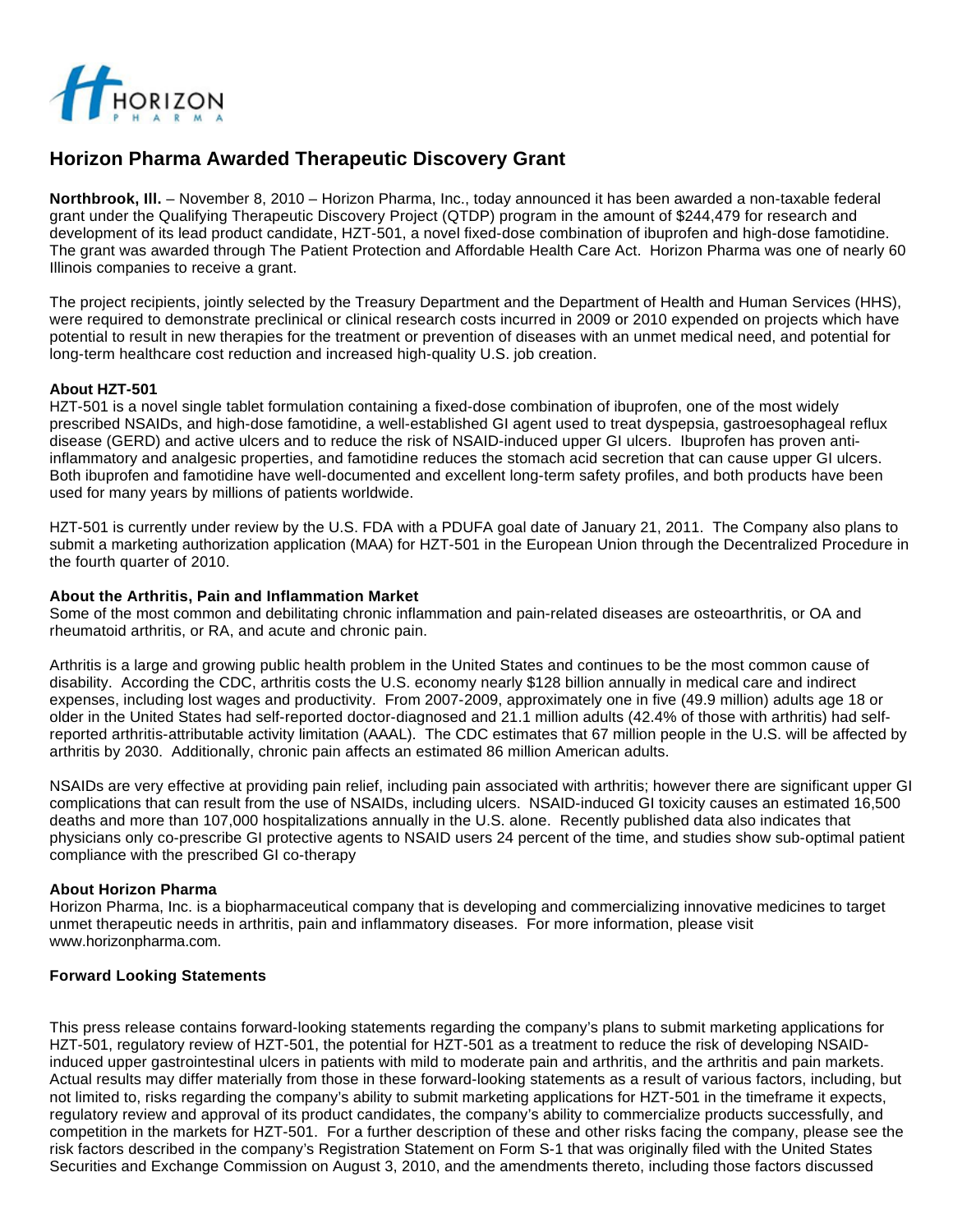# Horizon Pharma Awarded Therapeutic Discovery Grant

**Northbrook, Ill.** – November 8, 2010 – Horizon Pharma, Inc., today announced it has been awarded a non-taxable federal grant under the Qualifying Therapeutic Discovery Project (QTDP) program in the amount of $244,479 for research and development of its lead product candidate, HZT-501, a novel fixed-dose combination of ibuprofen and high-dose famotidine. The grant was awarded through The Patient Protection and Affordable Health Care Act. Horizon Pharma was one of nearly 60 Illinois companies to receive a grant.

The project recipients, jointly selected by the Treasury Department and the Department of Health and Human Services (HHS), were required to demonstrate preclinical or clinical research costs incurred in 2009 or 2010 expended on projects which have potential to result in new therapies for the treatment or prevention of diseases with an unmet medical need, and potential for long-term healthcare cost reduction and increased high-quality U.S. job creation.

**About HZT-501**

HZT-501 is a novel single tablet formulation containing a fixed-dose combination of ibuprofen, one of the most widely prescribed NSAIDs, and high-dose famotidine, a well-established GI agent used to treat dyspepsia, gastroesophageal reflux disease (GERD) and active ulcers and to reduce the risk of NSAID-induced upper GI ulcers. Ibuprofen has proven anti-inflammatory and analgesic properties, and famotidine reduces the stomach acid secretion that can cause upper GI ulcers. Both ibuprofen and famotidine have well-documented and excellent long-term safety profiles, and both products have been used for many years by millions of patients worldwide.

HZT-501 is currently under review by the U.S. FDA with a PDUFA goal date of January 21, 2011. The Company also plans to submit a marketing authorization application (MAA) for HZT-501 in the European Union through the Decentralized Procedure in the fourth quarter of 2010.

**About the Arthritis, Pain and Inflammation Market**

Some of the most common and debilitating chronic inflammation and pain-related diseases are osteoarthritis, or OA and rheumatoid arthritis, or RA, and acute and chronic pain.

Arthritis is a large and growing public health problem in the United States and continues to be the most common cause of disability. According the CDC, arthritis costs the U.S. economy nearly $128 billion annually in medical care and indirect expenses, including lost wages and productivity. From 2007-2009, approximately one in five (49.9 million) adults age 18 or older in the United States had self-reported doctor-diagnosed and 21.1 million adults (42.4% of those with arthritis) had self-reported arthritis-attributable activity limitation (AAAL). The CDC estimates that 67 million people in the U.S. will be affected by arthritis by 2030. Additionally, chronic pain affects an estimated 86 million American adults.

NSAIDs are very effective at providing pain relief, including pain associated with arthritis; however there are significant upper GI complications that can result from the use of NSAIDs, including ulcers. NSAID-induced GI toxicity causes an estimated 16,500 deaths and more than 107,000 hospitalizations annually in the U.S. alone. Recently published data also indicates that physicians only co-prescribe GI protective agents to NSAID users 24 percent of the time, and studies show sub-optimal patient compliance with the prescribed GI co-therapy

**About Horizon Pharma**

Horizon Pharma, Inc. is a biopharmaceutical company that is developing and commercializing innovative medicines to target unmet therapeutic needs in arthritis, pain and inflammatory diseases. For more information, please visit www.horizonpharma.com.

**Forward Looking Statements**

This press release contains forward-looking statements regarding the company's plans to submit marketing applications for HZT-501, regulatory review of HZT-501, the potential for HZT-501 as a treatment to reduce the risk of developing NSAID-induced upper gastrointestinal ulcers in patients with mild to moderate pain and arthritis, and the arthritis and pain markets. Actual results may differ materially from those in these forward-looking statements as a result of various factors, including, but not limited to, risks regarding the company's ability to submit marketing applications for HZT-501 in the timeframe it expects, regulatory review and approval of its product candidates, the company's ability to commercialize products successfully, and competition in the markets for HZT-501. For a further description of these and other risks facing the company, please see the risk factors described in the company's Registration Statement on Form S-1 that was originally filed with the United States Securities and Exchange Commission on August 3, 2010, and the amendments thereto, including those factors discussed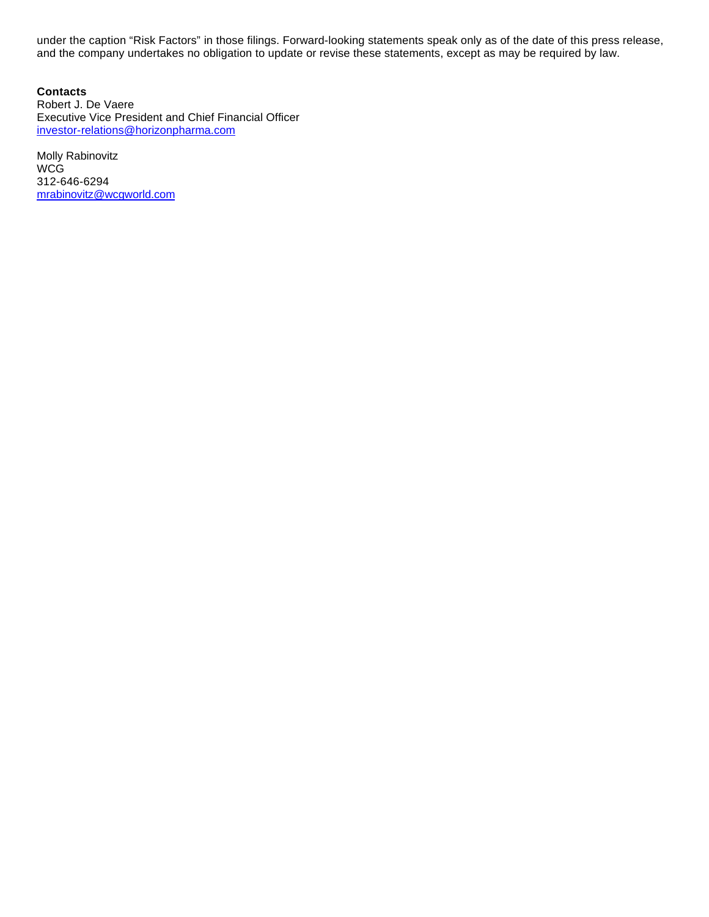under the caption "Risk Factors" in those filings. Forward-looking statements speak only as of the date of this press release, and the company undertakes no obligation to update or revise these statements, except as may be required by law.

**Contacts**
Robert J. De Vaere
Executive Vice President and Chief Financial Officer
investor-relations@horizonpharma.com

Molly Rabinovitz
WCG
312-646-6294
mrabinovitz@wcgworld.com